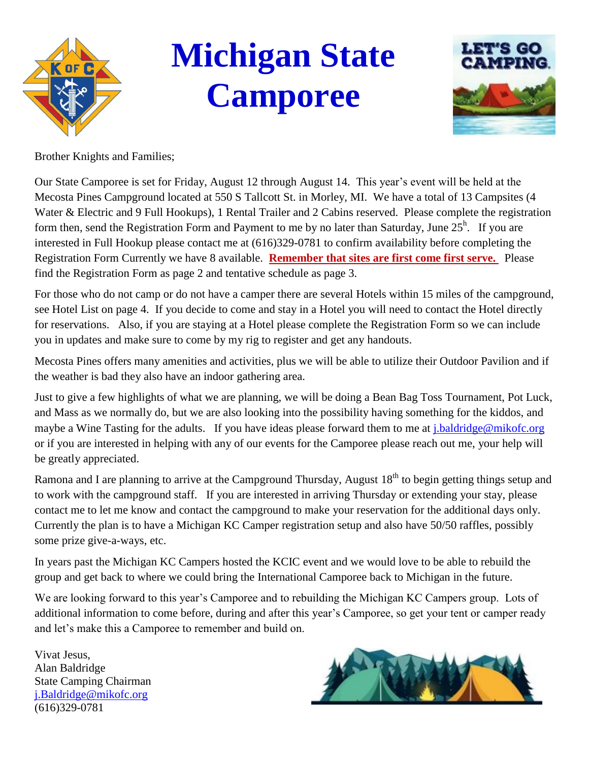# Michigan State Camporee

Brother Knights and Families;

Our State Camporee is set for Friday, August 12 through August 14. This year's event will be held at the Mecosta Pines Campground located at 550 S Tallcott St. in Morley, MI. We have a total of 13 Campsites (4 Water & Electric and 9 Full Hookups), 1 Rental Trailer and 2 Cabins reserved. Please complete the registration form then, send the Registration Form and Payment to me by no later than Saturday, June 25h. If you are interested in Full Hookup please contact me at (616)329-0781 to confirm availability before completing the Registration Form Currently we have 8 available. **Remember that sites are first come first serve.** Please find the Registration Form as page 2 and tentative schedule as page 3.

For those who do not camp or do not have a camper there are several Hotels within 15 miles of the campground, see Hotel List on page 4. If you decide to come and stay in a Hotel you will need to contact the Hotel directly for reservations. Also, if you are staying at a Hotel please complete the Registration Form so we can include you in updates and make sure to come by my rig to register and get any handouts.

Mecosta Pines offers many amenities and activities, plus we will be able to utilize their Outdoor Pavilion and if the weather is bad they also have an indoor gathering area.

Just to give a few highlights of what we are planning, we will be doing a Bean Bag Toss Tournament, Pot Luck, and Mass as we normally do, but we are also looking into the possibility having something for the kiddos, and maybe a Wine Tasting for the adults. If you have ideas please forward them to me at j.baldridge@mikofc.org or if you are interested in helping with any of our events for the Camporee please reach out me, your help will be greatly appreciated.

Ramona and I are planning to arrive at the Campground Thursday, August 18th to begin getting things setup and to work with the campground staff. If you are interested in arriving Thursday or extending your stay, please contact me to let me know and contact the campground to make your reservation for the additional days only. Currently the plan is to have a Michigan KC Camper registration setup and also have 50/50 raffles, possibly some prize give-a-ways, etc.

In years past the Michigan KC Campers hosted the KCIC event and we would love to be able to rebuild the group and get back to where we could bring the International Camporee back to Michigan in the future.

We are looking forward to this year's Camporee and to rebuilding the Michigan KC Campers group. Lots of additional information to come before, during and after this year's Camporee, so get your tent or camper ready and let's make this a Camporee to remember and build on.

Vivat Jesus,
Alan Baldridge
State Camping Chairman
j.Baldridge@mikofc.org
(616)329-0781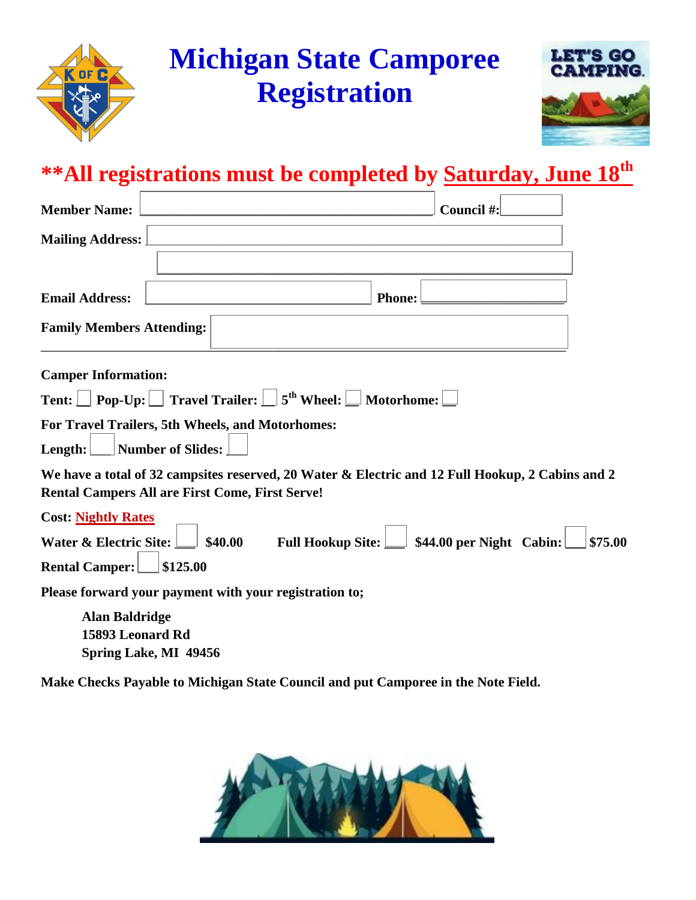# Michigan State Camporee Registration

**\*\*All registrations must be completed by Saturday, June 18th**

**Member Name:** ______________________ **Council #:** ________

**Mailing Address:** ______________________________________________

______________________________________________

**Email Address:** ______________________ **Phone:** ________________

**Family Members Attending:** ______________________________________________

**Camper Information:**

**Tent:** __ **Pop-Up:** __ **Travel Trailer:** __ **5th Wheel:** __ **Motorhome:** __

**For Travel Trailers, 5th Wheels, and Motorhomes:**

**Length:** ___ **Number of Slides:** ___

**We have a total of 32 campsites reserved, 20 Water & Electric and 12 Full Hookup, 2 Cabins and 2 Rental Campers All are First Come, First Serve!**

**Cost: Nightly Rates**

**Water & Electric Site:** ___ **$40.00** **Full Hookup Site:** ___ **$44.00 per Night** **Cabin:** ___ **$75.00**

**Rental Camper:** ___ **$125.00**

**Please forward your payment with your registration to;**

**Alan Baldridge**
**15893 Leonard Rd**
**Spring Lake, MI 49456**

**Make Checks Payable to Michigan State Council and put Camporee in the Note Field.**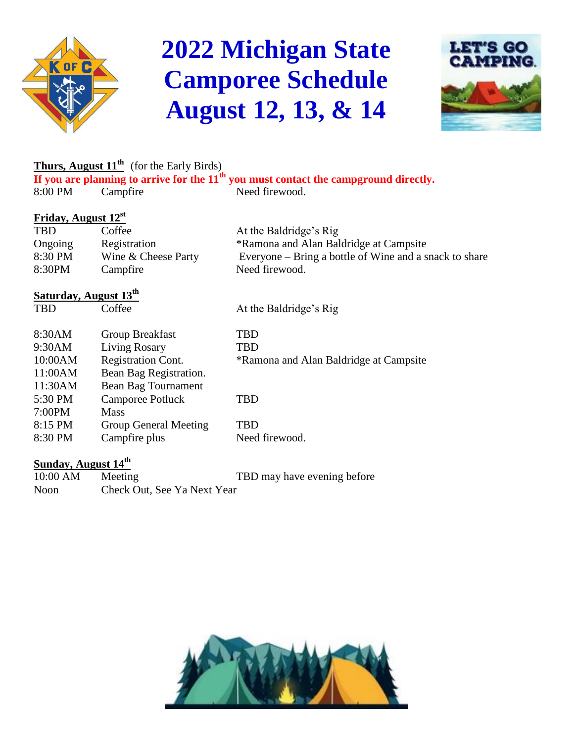# 2022 Michigan State Camporee Schedule August 12, 13, & 14

**Thurs, August 11th** (for the Early Birds)

**If you are planning to arrive for the 11th you must contact the campground directly.**

| | | |
|---|---|---|
| 8:00 PM | Campfire | Need firewood. |

**Friday, August 12st**

| | | |
|---|---|---|
| TBD | Coffee | At the Baldridge's Rig |
| Ongoing | Registration | *Ramona and Alan Baldridge at Campsite |
| 8:30 PM | Wine & Cheese Party | Everyone – Bring a bottle of Wine and a snack to share |
| 8:30PM | Campfire | Need firewood. |

**Saturday, August 13th**

| | | |
|---|---|---|
| TBD | Coffee | At the Baldridge's Rig |
| 8:30AM | Group Breakfast | TBD |
| 9:30AM | Living Rosary | TBD |
| 10:00AM | Registration Cont. | *Ramona and Alan Baldridge at Campsite |
| 11:00AM | Bean Bag Registration. | |
| 11:30AM | Bean Bag Tournament | |
| 5:30 PM | Camporee Potluck | TBD |
| 7:00PM | Mass | |
| 8:15 PM | Group General Meeting | TBD |
| 8:30 PM | Campfire plus | Need firewood. |

**Sunday, August 14th**

| | | |
|---|---|---|
| 10:00 AM | Meeting | TBD may have evening before |
| Noon | Check Out, See Ya Next Year | |